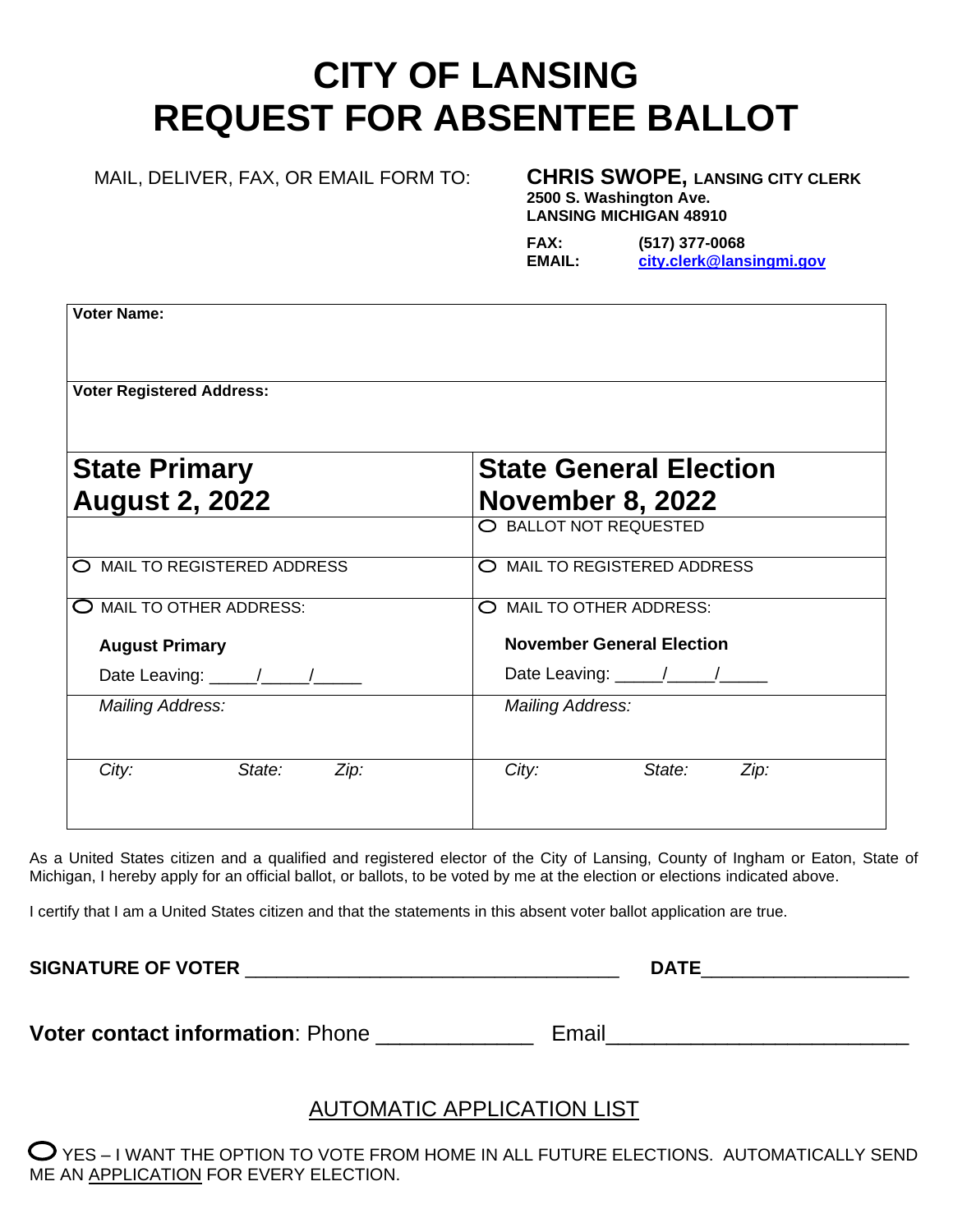# CITY OF LANSING
# REQUEST FOR ABSENTEE BALLOT

MAIL, DELIVER, FAX, OR EMAIL FORM TO:

**CHRIS SWOPE, LANSING CITY CLERK**
**2500 S. Washington Ave.**
**LANSING MICHIGAN 48910**

**FAX:** **(517) 377-0068**
**EMAIL:** **city.clerk@lansingmi.gov**

| **Voter Name:** | |
|---|---|
| **Voter Registered Address:** | |
| **State Primary August 2, 2022** | **State General Election November 8, 2022** |
| | ○ BALLOT NOT REQUESTED |
| ○ MAIL TO REGISTERED ADDRESS | ○ MAIL TO REGISTERED ADDRESS |
| ○ MAIL TO OTHER ADDRESS: **August Primary** Date Leaving: _____/_____/_____ | ○ MAIL TO OTHER ADDRESS: **November General Election** Date Leaving: _____/_____/_____ |
| *Mailing Address:* | *Mailing Address:* |
| *City:* *State:* *Zip:* | *City:* *State:* *Zip:* |

As a United States citizen and a qualified and registered elector of the City of Lansing, County of Ingham or Eaton, State of Michigan, I hereby apply for an official ballot, or ballots, to be voted by me at the election or elections indicated above.

I certify that I am a United States citizen and that the statements in this absent voter ballot application are true.

**SIGNATURE OF VOTER** ____________________________________ **DATE**___________________

**Voter contact information**: Phone _____________ Email_________________________

## AUTOMATIC APPLICATION LIST

○ YES – I WANT THE OPTION TO VOTE FROM HOME IN ALL FUTURE ELECTIONS. AUTOMATICALLY SEND ME AN APPLICATION FOR EVERY ELECTION.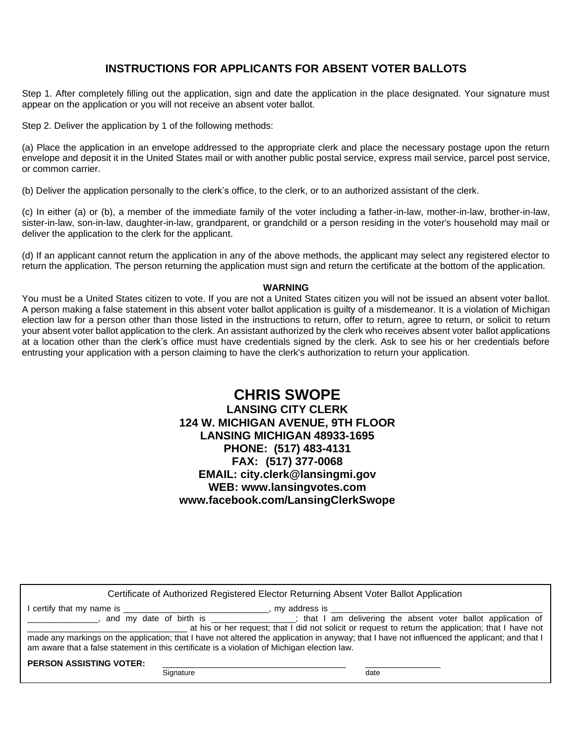## INSTRUCTIONS FOR APPLICANTS FOR ABSENT VOTER BALLOTS

Step 1. After completely filling out the application, sign and date the application in the place designated. Your signature must appear on the application or you will not receive an absent voter ballot.

Step 2. Deliver the application by 1 of the following methods:

(a) Place the application in an envelope addressed to the appropriate clerk and place the necessary postage upon the return envelope and deposit it in the United States mail or with another public postal service, express mail service, parcel post service, or common carrier.

(b) Deliver the application personally to the clerk's office, to the clerk, or to an authorized assistant of the clerk.

(c) In either (a) or (b), a member of the immediate family of the voter including a father-in-law, mother-in-law, brother-in-law, sister-in-law, son-in-law, daughter-in-law, grandparent, or grandchild or a person residing in the voter's household may mail or deliver the application to the clerk for the applicant.

(d) If an applicant cannot return the application in any of the above methods, the applicant may select any registered elector to return the application. The person returning the application must sign and return the certificate at the bottom of the application.

**WARNING**

You must be a United States citizen to vote. If you are not a United States citizen you will not be issued an absent voter ballot. A person making a false statement in this absent voter ballot application is guilty of a misdemeanor. It is a violation of Michigan election law for a person other than those listed in the instructions to return, offer to return, agree to return, or solicit to return your absent voter ballot application to the clerk. An assistant authorized by the clerk who receives absent voter ballot applications at a location other than the clerk's office must have credentials signed by the clerk. Ask to see his or her credentials before entrusting your application with a person claiming to have the clerk's authorization to return your application.

## CHRIS SWOPE

**LANSING CITY CLERK**
**124 W. MICHIGAN AVENUE, 9TH FLOOR**
**LANSING MICHIGAN 48933-1695**
**PHONE: (517) 483-4131**
**FAX: (517) 377-0068**
**EMAIL: city.clerk@lansingmi.gov**
**WEB: www.lansingvotes.com**
**www.facebook.com/LansingClerkSwope**

Certificate of Authorized Registered Elector Returning Absent Voter Ballot Application

I certify that my name is ______________________________, my address is ______________________________________________ _______________, and my date of birth is _________________; that I am delivering the absent voter ballot application of __________________________________ at his or her request; that I did not solicit or request to return the application; that I have not made any markings on the application; that I have not altered the application in anyway; that I have not influenced the applicant; and that I am aware that a false statement in this certificate is a violation of Michigan election law.

**PERSON ASSISTING VOTER:** ________________________________________ Signature ________________ date